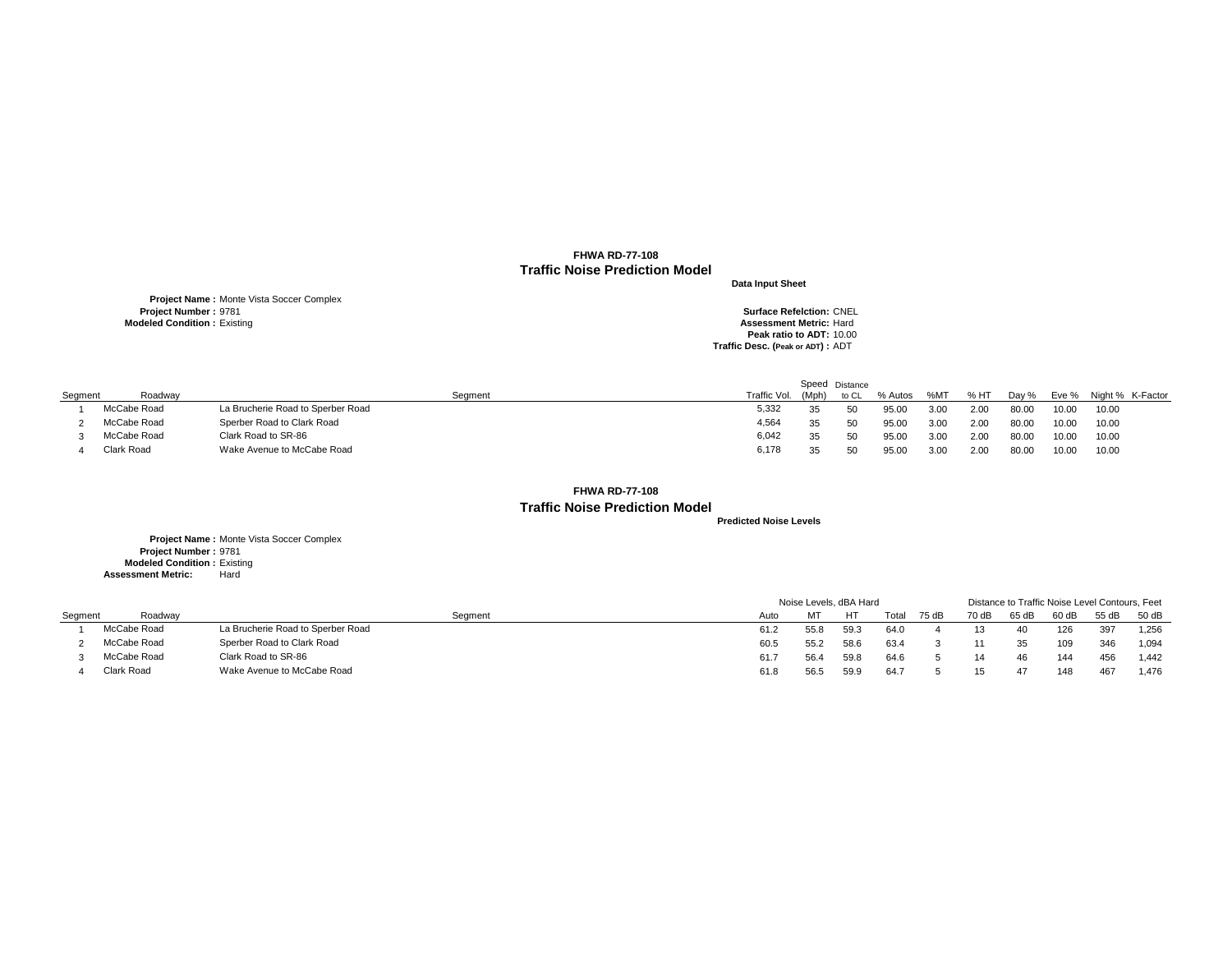**FHWA RD-77-108**

## Traffic Noise Prediction Model

**Data Input Sheet**

**Project Name :** Monte Vista Soccer Complex
**Project Number :** 9781
**Modeled Condition :** Existing

**Surface Refelction:** CNEL
**Assessment Metric:** Hard
**Peak ratio to ADT:** 10.00
**Traffic Desc. (Peak or ADT) :** ADT

| Segment | Roadway | Segment | Traffic Vol. | Speed (Mph) | Distance to CL | % Autos | %MT | % HT | Day % | Eve % | Night % | K-Factor |
|---|---|---|---|---|---|---|---|---|---|---|---|---|
| 1 | McCabe Road | La Brucherie Road to Sperber Road | 5,332 | 35 | 50 | 95.00 | 3.00 | 2.00 | 80.00 | 10.00 | 10.00 | |
| 2 | McCabe Road | Sperber Road to Clark Road | 4,564 | 35 | 50 | 95.00 | 3.00 | 2.00 | 80.00 | 10.00 | 10.00 | |
| 3 | McCabe Road | Clark Road to SR-86 | 6,042 | 35 | 50 | 95.00 | 3.00 | 2.00 | 80.00 | 10.00 | 10.00 | |
| 4 | Clark Road | Wake Avenue to McCabe Road | 6,178 | 35 | 50 | 95.00 | 3.00 | 2.00 | 80.00 | 10.00 | 10.00 | |

**FHWA RD-77-108**

## Traffic Noise Prediction Model

**Predicted Noise Levels**

**Project Name :** Monte Vista Soccer Complex
**Project Number :** 9781
**Modeled Condition :** Existing
**Assessment Metric:** Hard

| | | | Noise Levels, dBA Hard | | | | Distance to Traffic Noise Level Contours, Feet | | | | | |
|---|---|---|---|---|---|---|---|---|---|---|---|---|
| Segment | Roadway | Segment | Auto | MT | HT | Total | 75 dB | 70 dB | 65 dB | 60 dB | 55 dB | 50 dB |
| 1 | McCabe Road | La Brucherie Road to Sperber Road | 61.2 | 55.8 | 59.3 | 64.0 | 4 | 13 | 40 | 126 | 397 | 1,256 |
| 2 | McCabe Road | Sperber Road to Clark Road | 60.5 | 55.2 | 58.6 | 63.4 | 3 | 11 | 35 | 109 | 346 | 1,094 |
| 3 | McCabe Road | Clark Road to SR-86 | 61.7 | 56.4 | 59.8 | 64.6 | 5 | 14 | 46 | 144 | 456 | 1,442 |
| 4 | Clark Road | Wake Avenue to McCabe Road | 61.8 | 56.5 | 59.9 | 64.7 | 5 | 15 | 47 | 148 | 467 | 1,476 |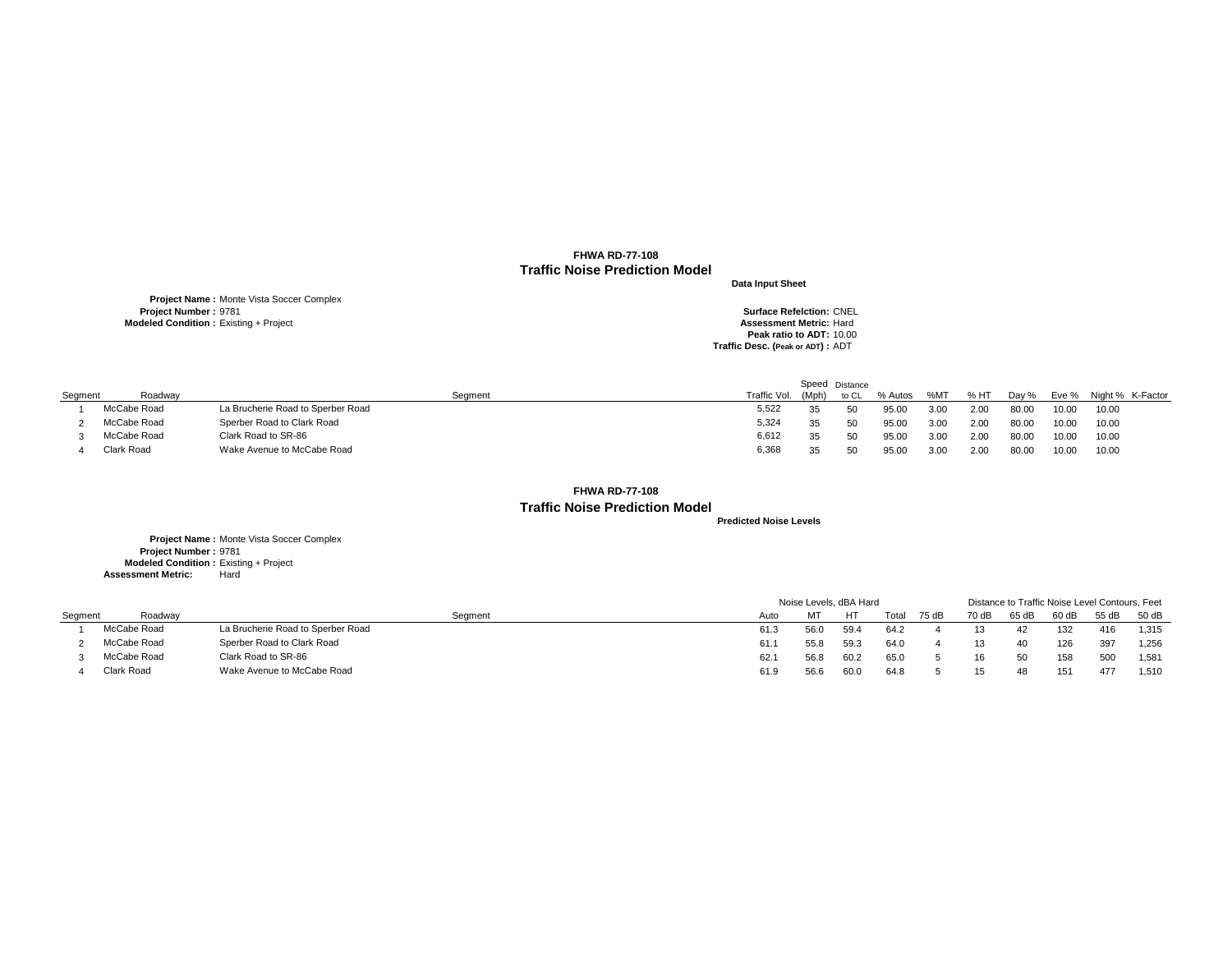**FHWA RD-77-108**
## Traffic Noise Prediction Model

**Data Input Sheet**

**Project Name :** Monte Vista Soccer Complex
**Project Number :** 9781
**Modeled Condition :** Existing + Project

**Surface Refelction:** CNEL
**Assessment Metric:** Hard
**Peak ratio to ADT:** 10.00
**Traffic Desc. (Peak or ADT) :** ADT

| Segment | Roadway | Segment | Traffic Vol. | Speed (Mph) | Distance to CL | % Autos | %MT | % HT | Day % | Eve % | Night % | K-Factor |
|---|---|---|---|---|---|---|---|---|---|---|---|---|
| 1 | McCabe Road | La Brucherie Road to Sperber Road | 5,522 | 35 | 50 | 95.00 | 3.00 | 2.00 | 80.00 | 10.00 | 10.00 | |
| 2 | McCabe Road | Sperber Road to Clark Road | 5,324 | 35 | 50 | 95.00 | 3.00 | 2.00 | 80.00 | 10.00 | 10.00 | |
| 3 | McCabe Road | Clark Road to SR-86 | 6,612 | 35 | 50 | 95.00 | 3.00 | 2.00 | 80.00 | 10.00 | 10.00 | |
| 4 | Clark Road | Wake Avenue to McCabe Road | 6,368 | 35 | 50 | 95.00 | 3.00 | 2.00 | 80.00 | 10.00 | 10.00 | |

**FHWA RD-77-108**
## Traffic Noise Prediction Model

**Predicted Noise Levels**

**Project Name :** Monte Vista Soccer Complex
**Project Number :** 9781
**Modeled Condition :** Existing + Project
**Assessment Metric:** Hard

| | | | Noise Levels, dBA Hard | | | | Distance to Traffic Noise Level Contours, Feet | | | | | |
|---|---|---|---|---|---|---|---|---|---|---|---|---|
| Segment | Roadway | Segment | Auto | MT | HT | Total | 75 dB | 70 dB | 65 dB | 60 dB | 55 dB | 50 dB |
| 1 | McCabe Road | La Brucherie Road to Sperber Road | 61.3 | 56.0 | 59.4 | 64.2 | 4 | 13 | 42 | 132 | 416 | 1,315 |
| 2 | McCabe Road | Sperber Road to Clark Road | 61.1 | 55.8 | 59.3 | 64.0 | 4 | 13 | 40 | 126 | 397 | 1,256 |
| 3 | McCabe Road | Clark Road to SR-86 | 62.1 | 56.8 | 60.2 | 65.0 | 5 | 16 | 50 | 158 | 500 | 1,581 |
| 4 | Clark Road | Wake Avenue to McCabe Road | 61.9 | 56.6 | 60.0 | 64.8 | 5 | 15 | 48 | 151 | 477 | 1,510 |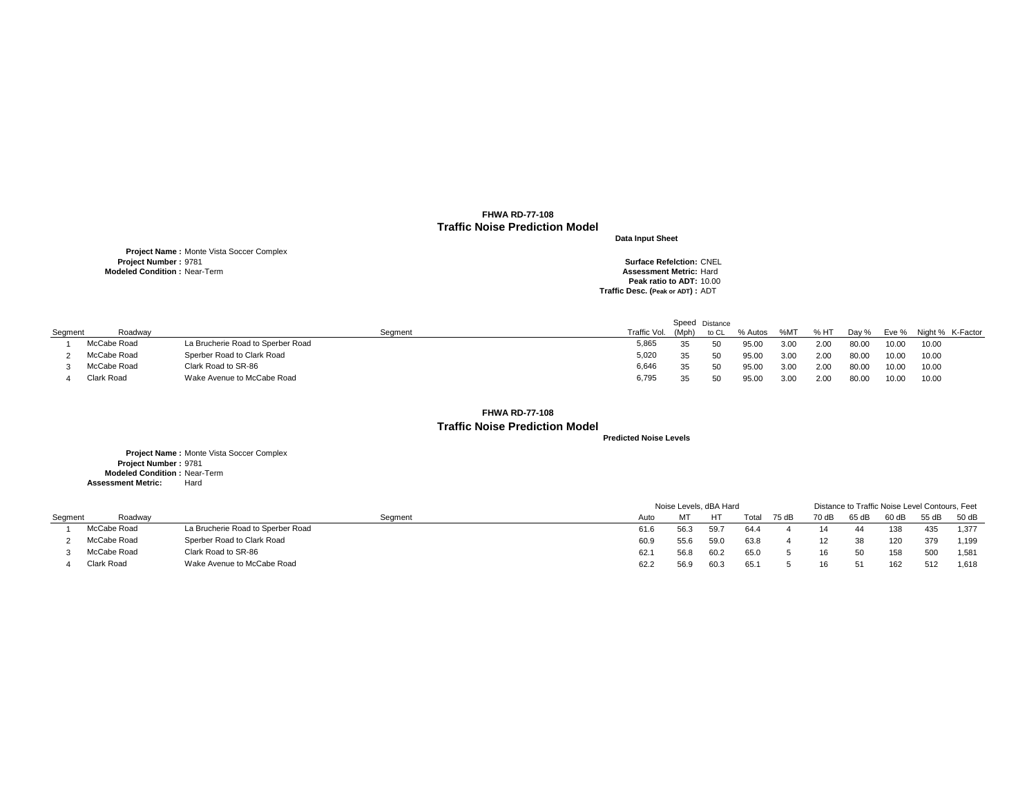**FHWA RD-77-108**
**Traffic Noise Prediction Model**

**Data Input Sheet**

**Project Name :** Monte Vista Soccer Complex
**Project Number :** 9781
**Modeled Condition :** Near-Term

**Surface Refelction:** CNEL
**Assessment Metric:** Hard
**Peak ratio to ADT:** 10.00
**Traffic Desc. (Peak or ADT) :** ADT

| Segment | Roadway | Segment | Traffic Vol. | Speed (Mph) | Distance to CL | % Autos | %MT | % HT | Day % | Eve % | Night % | K-Factor |
|---|---|---|---|---|---|---|---|---|---|---|---|---|
| 1 | McCabe Road | La Brucherie Road to Sperber Road | 5,865 | 35 | 50 | 95.00 | 3.00 | 2.00 | 80.00 | 10.00 | 10.00 | |
| 2 | McCabe Road | Sperber Road to Clark Road | 5,020 | 35 | 50 | 95.00 | 3.00 | 2.00 | 80.00 | 10.00 | 10.00 | |
| 3 | McCabe Road | Clark Road to SR-86 | 6,646 | 35 | 50 | 95.00 | 3.00 | 2.00 | 80.00 | 10.00 | 10.00 | |
| 4 | Clark Road | Wake Avenue to McCabe Road | 6,795 | 35 | 50 | 95.00 | 3.00 | 2.00 | 80.00 | 10.00 | 10.00 | |

**FHWA RD-77-108**
**Traffic Noise Prediction Model**

**Predicted Noise Levels**

**Project Name :** Monte Vista Soccer Complex
**Project Number :** 9781
**Modeled Condition :** Near-Term
**Assessment Metric:** Hard

| | | | Noise Levels, dBA Hard | | | | Distance to Traffic Noise Level Contours, Feet | | | | | |
|---|---|---|---|---|---|---|---|---|---|---|---|---|
| Segment | Roadway | Segment | Auto | MT | HT | Total | 75 dB | 70 dB | 65 dB | 60 dB | 55 dB | 50 dB |
| 1 | McCabe Road | La Brucherie Road to Sperber Road | 61.6 | 56.3 | 59.7 | 64.4 | 4 | 14 | 44 | 138 | 435 | 1,377 |
| 2 | McCabe Road | Sperber Road to Clark Road | 60.9 | 55.6 | 59.0 | 63.8 | 4 | 12 | 38 | 120 | 379 | 1,199 |
| 3 | McCabe Road | Clark Road to SR-86 | 62.1 | 56.8 | 60.2 | 65.0 | 5 | 16 | 50 | 158 | 500 | 1,581 |
| 4 | Clark Road | Wake Avenue to McCabe Road | 62.2 | 56.9 | 60.3 | 65.1 | 5 | 16 | 51 | 162 | 512 | 1,618 |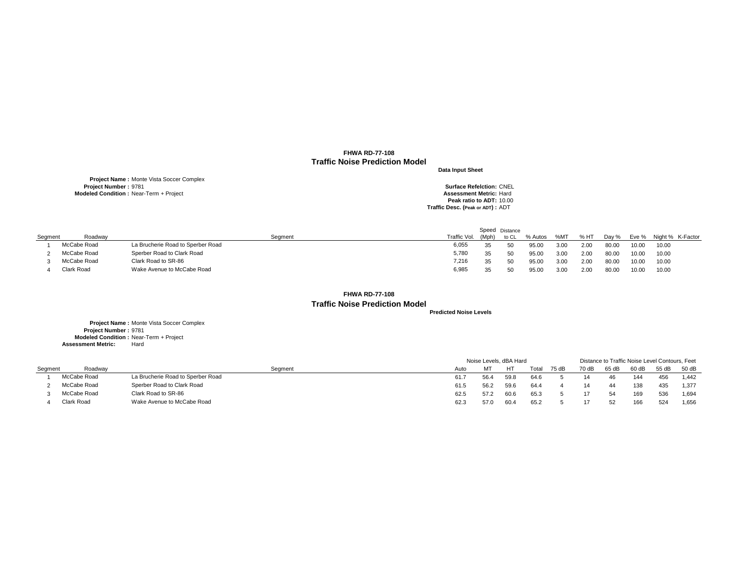**FHWA RD-77-108**
## Traffic Noise Prediction Model
**Data Input Sheet**

**Project Name :** Monte Vista Soccer Complex
**Project Number :** 9781
**Modeled Condition :** Near-Term + Project

**Surface Refelction:** CNEL
**Assessment Metric:** Hard
**Peak ratio to ADT:** 10.00
**Traffic Desc. (Peak or ADT) :** ADT

| Segment | Roadway | Segment | Traffic Vol. | Speed (Mph) | Distance to CL | % Autos | %MT | % HT | Day % | Eve % | Night % | K-Factor |
|---|---|---|---|---|---|---|---|---|---|---|---|---|
| 1 | McCabe Road | La Brucherie Road to Sperber Road | 6,055 | 35 | 50 | 95.00 | 3.00 | 2.00 | 80.00 | 10.00 | 10.00 | |
| 2 | McCabe Road | Sperber Road to Clark Road | 5,780 | 35 | 50 | 95.00 | 3.00 | 2.00 | 80.00 | 10.00 | 10.00 | |
| 3 | McCabe Road | Clark Road to SR-86 | 7,216 | 35 | 50 | 95.00 | 3.00 | 2.00 | 80.00 | 10.00 | 10.00 | |
| 4 | Clark Road | Wake Avenue to McCabe Road | 6,985 | 35 | 50 | 95.00 | 3.00 | 2.00 | 80.00 | 10.00 | 10.00 | |

**FHWA RD-77-108**
## Traffic Noise Prediction Model
**Predicted Noise Levels**

**Project Name :** Monte Vista Soccer Complex
**Project Number :** 9781
**Modeled Condition :** Near-Term + Project
**Assessment Metric:** Hard

| | | | Noise Levels, dBA Hard | | | | Distance to Traffic Noise Level Contours, Feet | | | | | |
|---|---|---|---|---|---|---|---|---|---|---|---|---|
| Segment | Roadway | Segment | Auto | MT | HT | Total | 75 dB | 70 dB | 65 dB | 60 dB | 55 dB | 50 dB |
| 1 | McCabe Road | La Brucherie Road to Sperber Road | 61.7 | 56.4 | 59.8 | 64.6 | 5 | 14 | 46 | 144 | 456 | 1,442 |
| 2 | McCabe Road | Sperber Road to Clark Road | 61.5 | 56.2 | 59.6 | 64.4 | 4 | 14 | 44 | 138 | 435 | 1,377 |
| 3 | McCabe Road | Clark Road to SR-86 | 62.5 | 57.2 | 60.6 | 65.3 | 5 | 17 | 54 | 169 | 536 | 1,694 |
| 4 | Clark Road | Wake Avenue to McCabe Road | 62.3 | 57.0 | 60.4 | 65.2 | 5 | 17 | 52 | 166 | 524 | 1,656 |